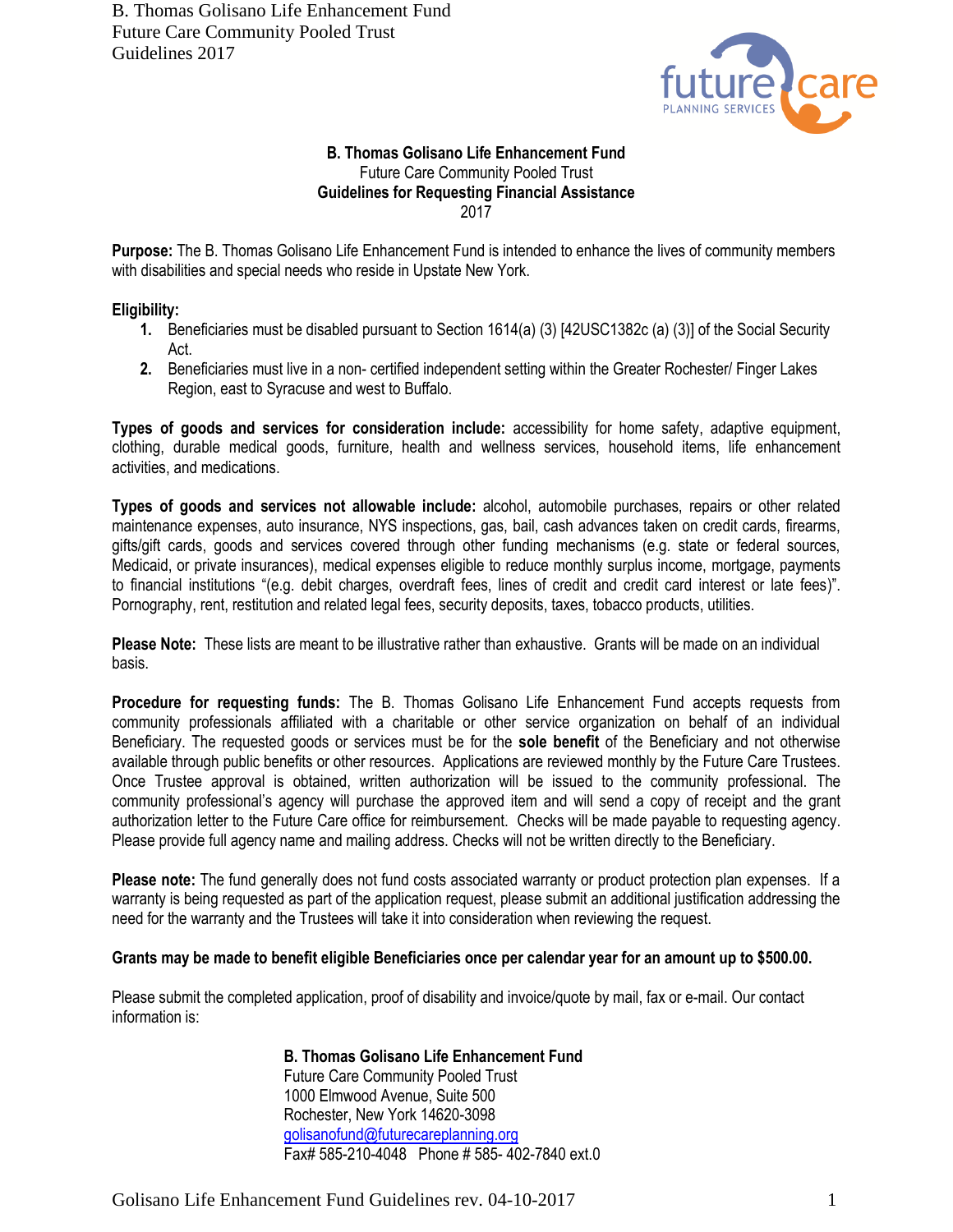B. Thomas Golisano Life Enhancement Fund
Future Care Community Pooled Trust
Guidelines 2017

**B. Thomas Golisano Life Enhancement Fund**
Future Care Community Pooled Trust
**Guidelines for Requesting Financial Assistance**
2017

**Purpose:** The B. Thomas Golisano Life Enhancement Fund is intended to enhance the lives of community members with disabilities and special needs who reside in Upstate New York.

**Eligibility:**

1. Beneficiaries must be disabled pursuant to Section 1614(a) (3) [42USC1382c (a) (3)] of the Social Security Act.
2. Beneficiaries must live in a non- certified independent setting within the Greater Rochester/ Finger Lakes Region, east to Syracuse and west to Buffalo.

**Types of goods and services for consideration include:** accessibility for home safety, adaptive equipment, clothing, durable medical goods, furniture, health and wellness services, household items, life enhancement activities, and medications.

**Types of goods and services not allowable include:** alcohol, automobile purchases, repairs or other related maintenance expenses, auto insurance, NYS inspections, gas, bail, cash advances taken on credit cards, firearms, gifts/gift cards, goods and services covered through other funding mechanisms (e.g. state or federal sources, Medicaid, or private insurances), medical expenses eligible to reduce monthly surplus income, mortgage, payments to financial institutions "(e.g. debit charges, overdraft fees, lines of credit and credit card interest or late fees)". Pornography, rent, restitution and related legal fees, security deposits, taxes, tobacco products, utilities.

**Please Note:** These lists are meant to be illustrative rather than exhaustive. Grants will be made on an individual basis.

**Procedure for requesting funds:** The B. Thomas Golisano Life Enhancement Fund accepts requests from community professionals affiliated with a charitable or other service organization on behalf of an individual Beneficiary. The requested goods or services must be for the **sole benefit** of the Beneficiary and not otherwise available through public benefits or other resources. Applications are reviewed monthly by the Future Care Trustees. Once Trustee approval is obtained, written authorization will be issued to the community professional. The community professional's agency will purchase the approved item and will send a copy of receipt and the grant authorization letter to the Future Care office for reimbursement. Checks will be made payable to requesting agency. Please provide full agency name and mailing address. Checks will not be written directly to the Beneficiary.

**Please note:** The fund generally does not fund costs associated warranty or product protection plan expenses. If a warranty is being requested as part of the application request, please submit an additional justification addressing the need for the warranty and the Trustees will take it into consideration when reviewing the request.

**Grants may be made to benefit eligible Beneficiaries once per calendar year for an amount up to $500.00.**

Please submit the completed application, proof of disability and invoice/quote by mail, fax or e-mail. Our contact information is:

**B. Thomas Golisano Life Enhancement Fund**
Future Care Community Pooled Trust
1000 Elmwood Avenue, Suite 500
Rochester, New York 14620-3098
golisanofund@futurecareplanning.org
Fax# 585-210-4048 Phone # 585- 402-7840 ext.0

Golisano Life Enhancement Fund Guidelines rev. 04-10-2017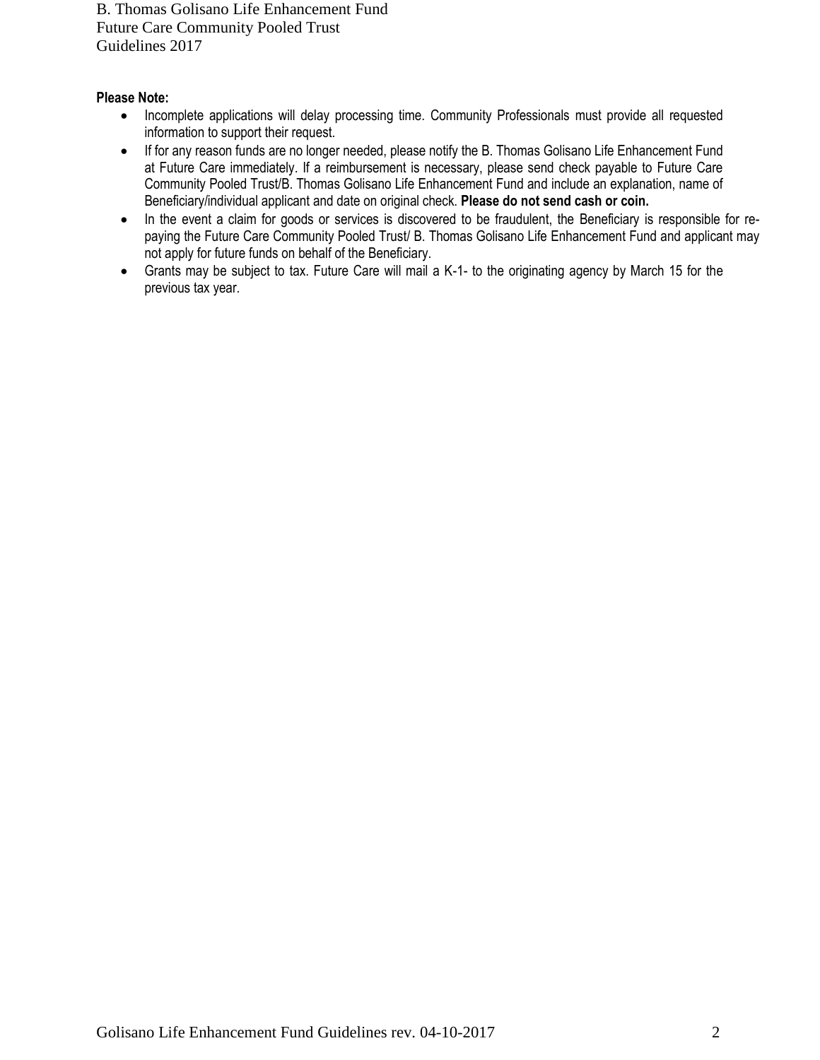**Please Note:**

- Incomplete applications will delay processing time. Community Professionals must provide all requested information to support their request.
- If for any reason funds are no longer needed, please notify the B. Thomas Golisano Life Enhancement Fund at Future Care immediately. If a reimbursement is necessary, please send check payable to Future Care Community Pooled Trust/B. Thomas Golisano Life Enhancement Fund and include an explanation, name of Beneficiary/individual applicant and date on original check. **Please do not send cash or coin.**
- In the event a claim for goods or services is discovered to be fraudulent, the Beneficiary is responsible for re-paying the Future Care Community Pooled Trust/ B. Thomas Golisano Life Enhancement Fund and applicant may not apply for future funds on behalf of the Beneficiary.
- Grants may be subject to tax. Future Care will mail a K-1- to the originating agency by March 15 for the previous tax year.